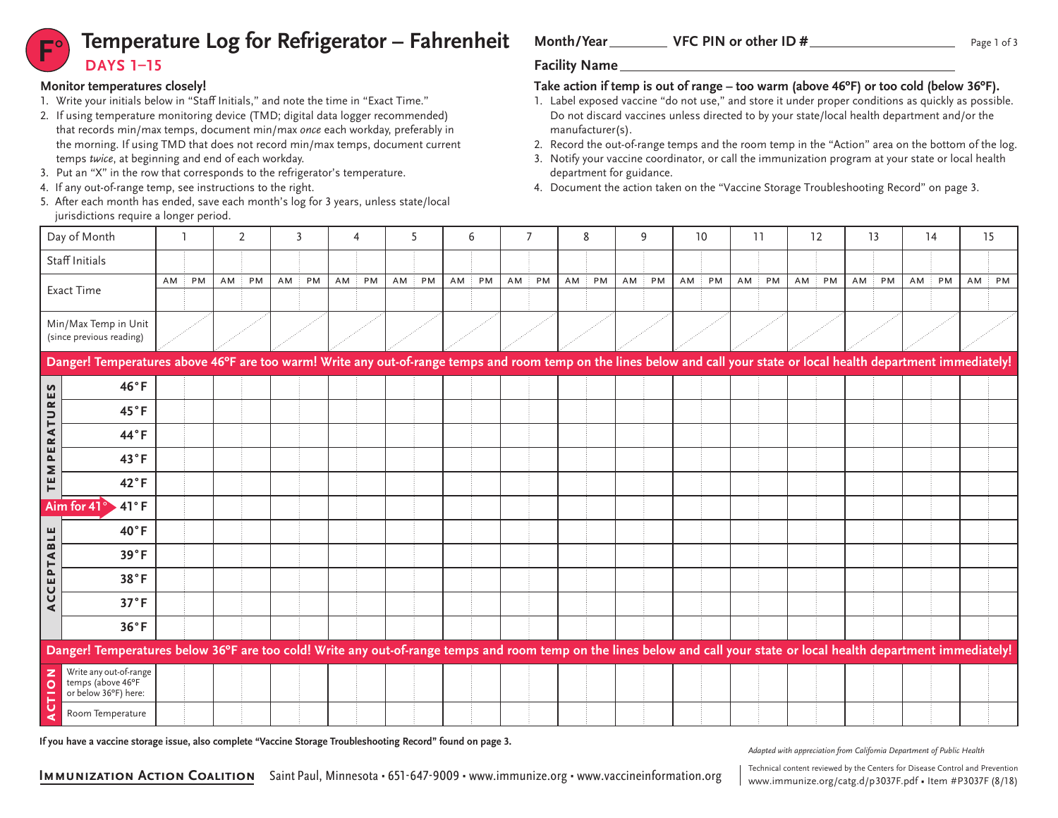# F° Temperature Log for Refrigerator – Fahrenheit

**DAYS 1–15**

**Month/Year** ________ **VFC PIN or other ID #** ____________________

**Facility Name** ______________________________________________

**Monitor temperatures closely!**

1. Write your initials below in "Staff Initials," and note the time in "Exact Time."
2. If using temperature monitoring device (TMD; digital data logger recommended) that records min/max temps, document min/max *once* each workday, preferably in the morning. If using TMD that does not record min/max temps, document current temps *twice*, at beginning and end of each workday.
3. Put an "X" in the row that corresponds to the refrigerator's temperature.
4. If any out-of-range temp, see instructions to the right.
5. After each month has ended, save each month's log for 3 years, unless state/local jurisdictions require a longer period.

**Take action if temp is out of range – too warm (above 46ºF) or too cold (below 36ºF).**

1. Label exposed vaccine "do not use," and store it under proper conditions as quickly as possible. Do not discard vaccines unless directed to by your state/local health department and/or the manufacturer(s).
2. Record the out-of-range temps and the room temp in the "Action" area on the bottom of the log.
3. Notify your vaccine coordinator, or call the immunization program at your state or local health department for guidance.
4. Document the action taken on the "Vaccine Storage Troubleshooting Record" on page 3.

| Day of Month | 1 | | 2 | | 3 | | 4 | | 5 | | 6 | | 7 | | 8 | | 9 | | 10 | | 11 | | 12 | | 13 | | 14 | | 15 | |
|---|---|---|---|---|---|---|---|---|---|---|---|---|---|---|---|---|---|---|---|---|---|---|---|---|---|---|---|---|---|---|
| Staff Initials | | | | | | | | | | | | | | | | | | | | | | | | | | | | | | |
| Exact Time | AM | PM | AM | PM | AM | PM | AM | PM | AM | PM | AM | PM | AM | PM | AM | PM | AM | PM | AM | PM | AM | PM | AM | PM | AM | PM | AM | PM | AM | PM |
| Min/Max Temp in Unit (since previous reading) | | | | | | | | | | | | | | | | | | | | | | | | | | | | | | |
| **Danger! Temperatures above 46°F are too warm! Write any out-of-range temps and room temp on the lines below and call your state or local health department immediately!** | | | | | | | | | | | | | | | | | | | | | | | | | | | | | | |
| 46°F | | | | | | | | | | | | | | | | | | | | | | | | | | | | | | |
| 45°F | | | | | | | | | | | | | | | | | | | | | | | | | | | | | | |
| 44°F | | | | | | | | | | | | | | | | | | | | | | | | | | | | | | |
| 43°F | | | | | | | | | | | | | | | | | | | | | | | | | | | | | | |
| 42°F | | | | | | | | | | | | | | | | | | | | | | | | | | | | | | |
| Aim for 41° → 41°F | | | | | | | | | | | | | | | | | | | | | | | | | | | | | | |
| 40°F | | | | | | | | | | | | | | | | | | | | | | | | | | | | | | |
| 39°F | | | | | | | | | | | | | | | | | | | | | | | | | | | | | | |
| 38°F | | | | | | | | | | | | | | | | | | | | | | | | | | | | | | |
| 37°F | | | | | | | | | | | | | | | | | | | | | | | | | | | | | | |
| 36°F | | | | | | | | | | | | | | | | | | | | | | | | | | | | | | |
| **Danger! Temperatures below 36°F are too cold! Write any out-of-range temps and room temp on the lines below and call your state or local health department immediately!** | | | | | | | | | | | | | | | | | | | | | | | | | | | | | | |
| ACTION: Write any out-of-range temps (above 46°F or below 36°F) here: | | | | | | | | | | | | | | | | | | | | | | | | | | | | | | |
| ACTION: Room Temperature | | | | | | | | | | | | | | | | | | | | | | | | | | | | | | |

(Rows 46°F–42°F labeled TEMPERATURES; rows 41°F–36°F labeled ACCEPTABLE.)

**If you have a vaccine storage issue, also complete "Vaccine Storage Troubleshooting Record" found on page 3.**

*Adapted with appreciation from California Department of Public Health*

**Immunization Action Coalition** Saint Paul, Minnesota • 651-647-9009 • www.immunize.org • www.vaccineinformation.org

Technical content reviewed by the Centers for Disease Control and Prevention
www.immunize.org/catg.d/p3037F.pdf • Item #P3037F (8/18)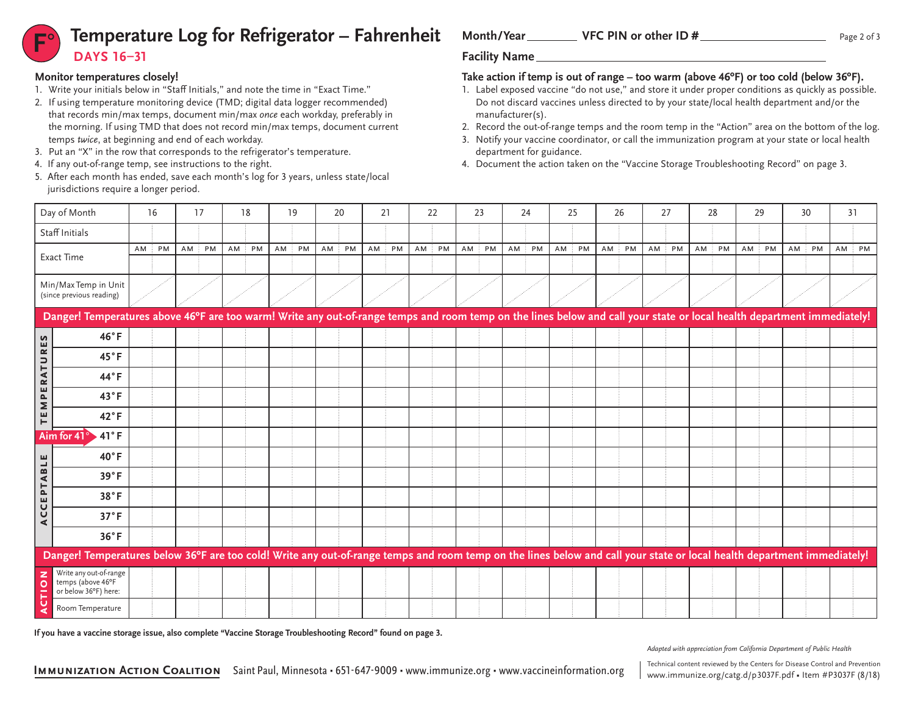# Temperature Log for Refrigerator – Fahrenheit

## DAYS 16–31

**Month/Year** ________ **VFC PIN or other ID #** ____________________

**Facility Name** ____________________________________________

**Monitor temperatures closely!**

1. Write your initials below in "Staff Initials," and note the time in "Exact Time."
2. If using temperature monitoring device (TMD; digital data logger recommended) that records min/max temps, document min/max *once* each workday, preferably in the morning. If using TMD that does not record min/max temps, document current temps *twice*, at beginning and end of each workday.
3. Put an "X" in the row that corresponds to the refrigerator's temperature.
4. If any out-of-range temp, see instructions to the right.
5. After each month has ended, save each month's log for 3 years, unless state/local jurisdictions require a longer period.

**Take action if temp is out of range – too warm (above 46ºF) or too cold (below 36ºF).**

1. Label exposed vaccine "do not use," and store it under proper conditions as quickly as possible. Do not discard vaccines unless directed to by your state/local health department and/or the manufacturer(s).
2. Record the out-of-range temps and the room temp in the "Action" area on the bottom of the log.
3. Notify your vaccine coordinator, or call the immunization program at your state or local health department for guidance.
4. Document the action taken on the "Vaccine Storage Troubleshooting Record" on page 3.

| Day of Month | 16 | 17 | 18 | 19 | 20 | 21 | 22 | 23 | 24 | 25 | 26 | 27 | 28 | 29 | 30 | 31 |
|---|---|---|---|---|---|---|---|---|---|---|---|---|---|---|---|---|
| Staff Initials | | | | | | | | | | | | | | | | |
| Exact Time | AM PM | AM PM | AM PM | AM PM | AM PM | AM PM | AM PM | AM PM | AM PM | AM PM | AM PM | AM PM | AM PM | AM PM | AM PM | AM PM |
| Min/Max Temp in Unit (since previous reading) | | | | | | | | | | | | | | | | |
| **Danger! Temperatures above 46°F are too warm! Write any out-of-range temps and room temp on the lines below and call your state or local health department immediately!** | | | | | | | | | | | | | | | | |
| ACCEPTABLE TEMPERATURES 46°F | | | | | | | | | | | | | | | | |
| 45°F | | | | | | | | | | | | | | | | |
| 44°F | | | | | | | | | | | | | | | | |
| 43°F | | | | | | | | | | | | | | | | |
| 42°F | | | | | | | | | | | | | | | | |
| Aim for 41° 41°F | | | | | | | | | | | | | | | | |
| 40°F | | | | | | | | | | | | | | | | |
| 39°F | | | | | | | | | | | | | | | | |
| 38°F | | | | | | | | | | | | | | | | |
| 37°F | | | | | | | | | | | | | | | | |
| 36°F | | | | | | | | | | | | | | | | |
| **Danger! Temperatures below 36°F are too cold! Write any out-of-range temps and room temp on the lines below and call your state or local health department immediately!** | | | | | | | | | | | | | | | | |
| ACTION: Write any out-of-range temps (above 46°F or below 36°F) here: | | | | | | | | | | | | | | | | |
| Room Temperature | | | | | | | | | | | | | | | | |

**If you have a vaccine storage issue, also complete "Vaccine Storage Troubleshooting Record" found on page 3.**

*Adapted with appreciation from California Department of Public Health*

**Immunization Action Coalition** Saint Paul, Minnesota • 651-647-9009 • www.immunize.org • www.vaccineinformation.org

Technical content reviewed by the Centers for Disease Control and Prevention
www.immunize.org/catg.d/p3037F.pdf • Item #P3037F (8/18)